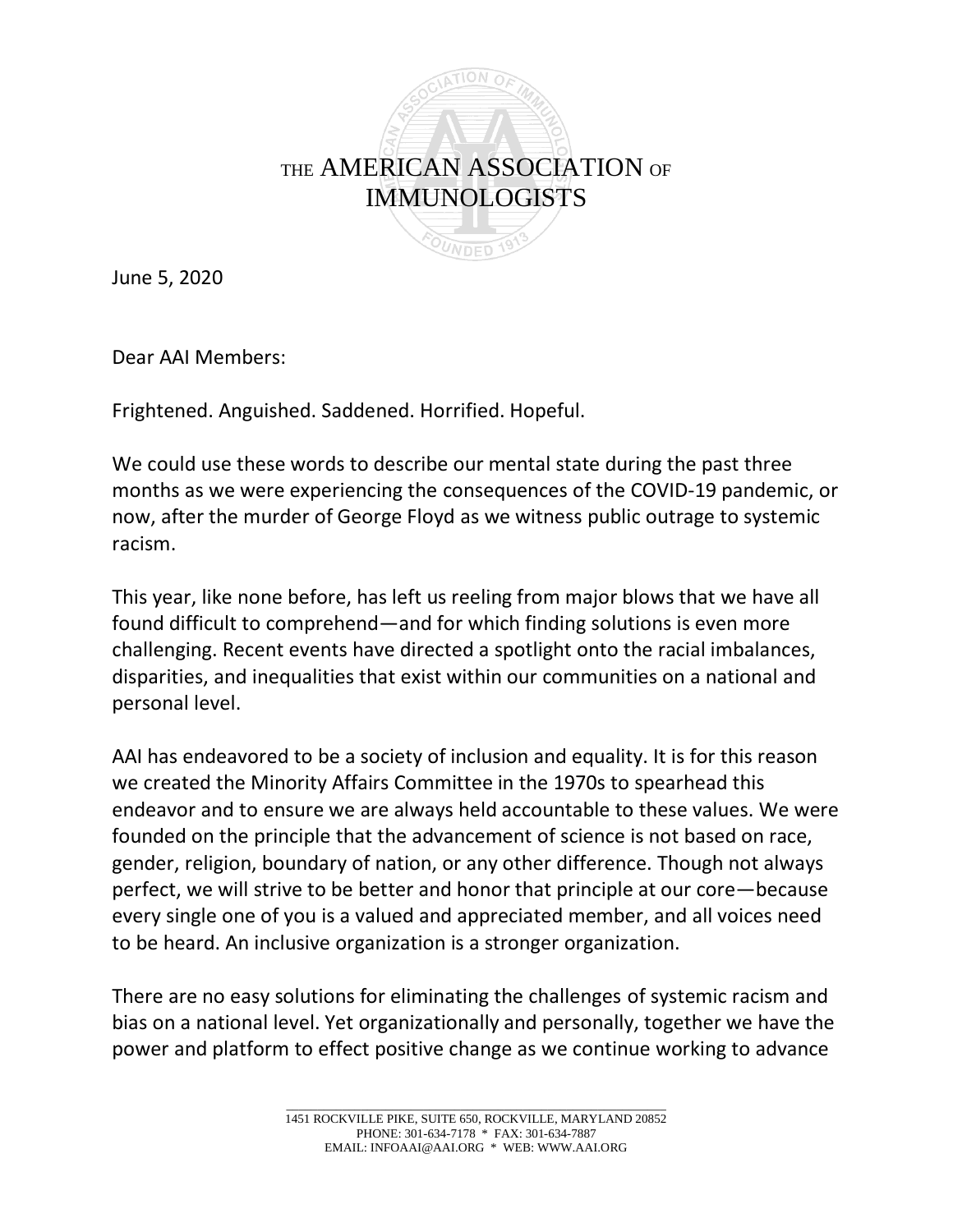# THE AMERICAN ASSOCIATION OF IMMUNOLOGISTS

June 5, 2020

Dear AAI Members:

Frightened. Anguished. Saddened. Horrified. Hopeful.

We could use these words to describe our mental state during the past three months as we were experiencing the consequences of the COVID-19 pandemic, or now, after the murder of George Floyd as we witness public outrage to systemic racism.

This year, like none before, has left us reeling from major blows that we have all found difficult to comprehend—and for which finding solutions is even more challenging. Recent events have directed a spotlight onto the racial imbalances, disparities, and inequalities that exist within our communities on a national and personal level.

AAI has endeavored to be a society of inclusion and equality. It is for this reason we created the Minority Affairs Committee in the 1970s to spearhead this endeavor and to ensure we are always held accountable to these values. We were founded on the principle that the advancement of science is not based on race, gender, religion, boundary of nation, or any other difference. Though not always perfect, we will strive to be better and honor that principle at our core—because every single one of you is a valued and appreciated member, and all voices need to be heard. An inclusive organization is a stronger organization.

There are no easy solutions for eliminating the challenges of systemic racism and bias on a national level. Yet organizationally and personally, together we have the power and platform to effect positive change as we continue working to advance

1451 ROCKVILLE PIKE, SUITE 650, ROCKVILLE, MARYLAND 20852
PHONE: 301-634-7178 * FAX: 301-634-7887
EMAIL: INFOAAI@AAI.ORG * WEB: WWW.AAI.ORG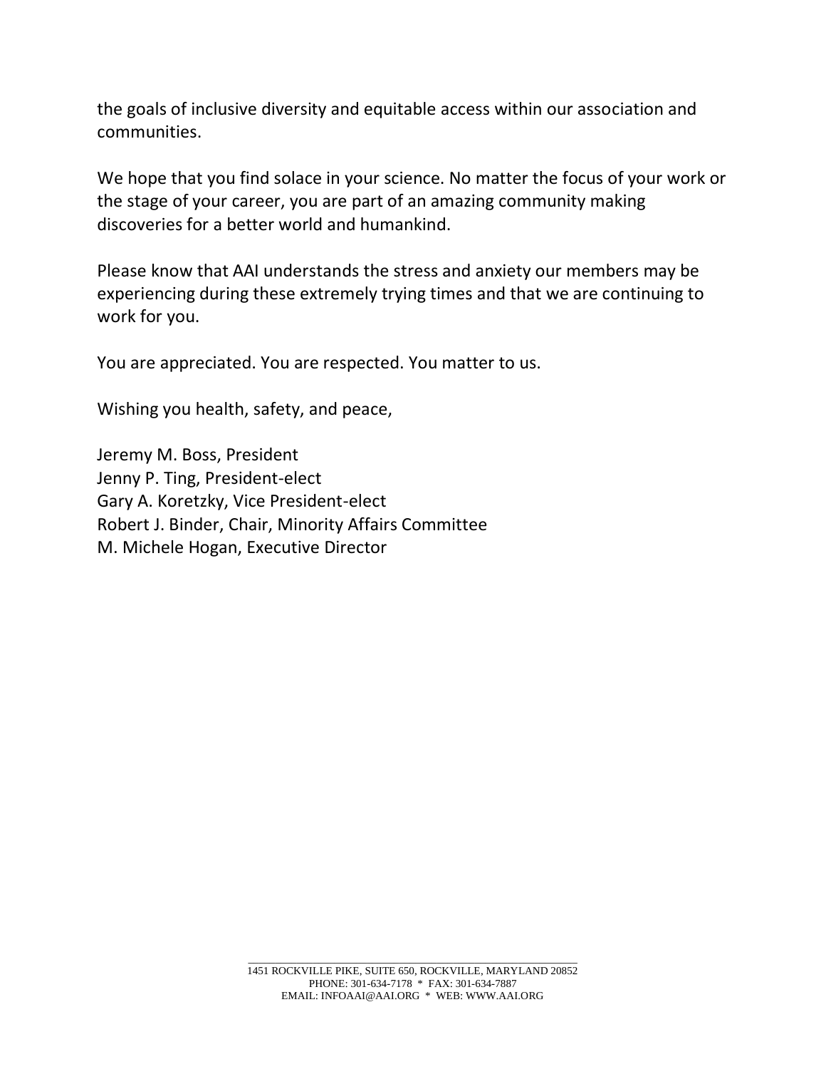the goals of inclusive diversity and equitable access within our association and communities.

We hope that you find solace in your science. No matter the focus of your work or the stage of your career, you are part of an amazing community making discoveries for a better world and humankind.

Please know that AAI understands the stress and anxiety our members may be experiencing during these extremely trying times and that we are continuing to work for you.

You are appreciated. You are respected. You matter to us.

Wishing you health, safety, and peace,

Jeremy M. Boss, President
Jenny P. Ting, President-elect
Gary A. Koretzky, Vice President-elect
Robert J. Binder, Chair, Minority Affairs Committee
M. Michele Hogan, Executive Director

1451 ROCKVILLE PIKE, SUITE 650, ROCKVILLE, MARYLAND 20852
PHONE: 301-634-7178 * FAX: 301-634-7887
EMAIL: INFOAAI@AAI.ORG * WEB: WWW.AAI.ORG